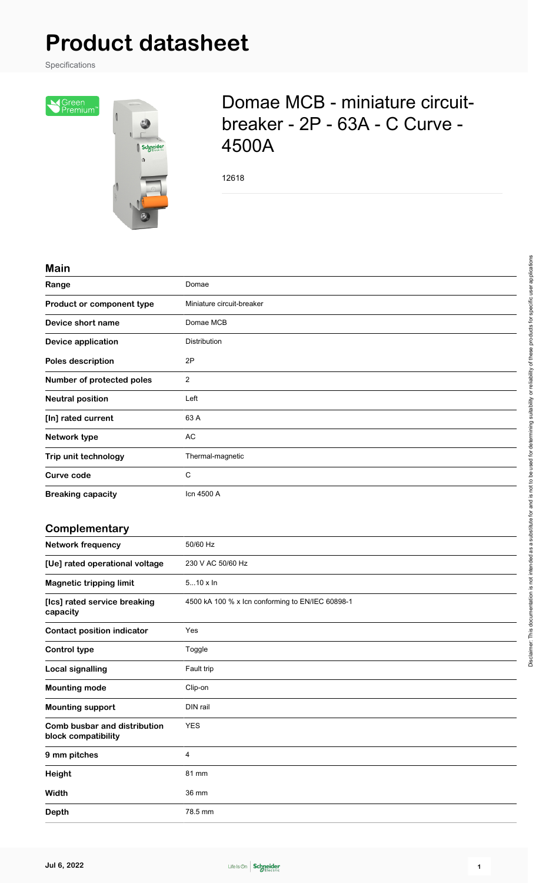# Product datasheet

Specifications

## Domae MCB - miniature circuit-breaker - 2P - 63A - C Curve - 4500A

12618

### Main

| | |
|---|---|
| **Range** | Domae |
| **Product or component type** | Miniature circuit-breaker |
| **Device short name** | Domae MCB |
| **Device application** | Distribution |
| **Poles description** | 2P |
| **Number of protected poles** | 2 |
| **Neutral position** | Left |
| **[In] rated current** | 63 A |
| **Network type** | AC |
| **Trip unit technology** | Thermal-magnetic |
| **Curve code** | C |
| **Breaking capacity** | Icn 4500 A |

### Complementary

| | |
|---|---|
| **Network frequency** | 50/60 Hz |
| **[Ue] rated operational voltage** | 230 V AC 50/60 Hz |
| **Magnetic tripping limit** | 5...10 x In |
| **[Ics] rated service breaking capacity** | 4500 kA 100 % x Icn conforming to EN/IEC 60898-1 |
| **Contact position indicator** | Yes |
| **Control type** | Toggle |
| **Local signalling** | Fault trip |
| **Mounting mode** | Clip-on |
| **Mounting support** | DIN rail |
| **Comb busbar and distribution block compatibility** | YES |
| **9 mm pitches** | 4 |
| **Height** | 81 mm |
| **Width** | 36 mm |
| **Depth** | 78.5 mm |

Disclaimer: This documentation is not intended as a substitute for and is not to be used for determining suitability or reliability of these products for specific user applications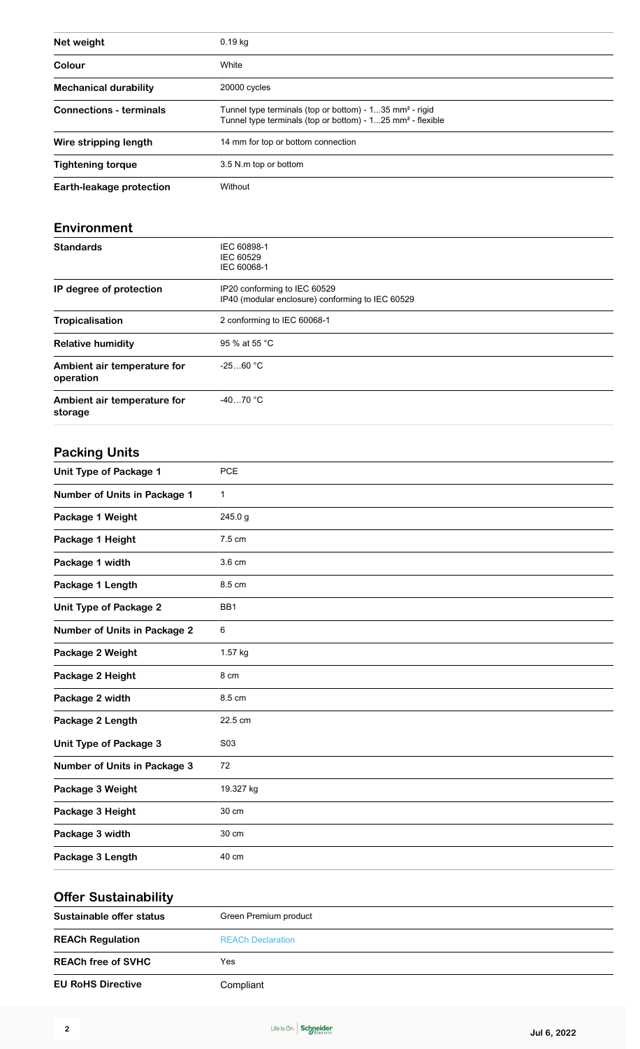| | |
|---|---|
| **Net weight** | 0.19 kg |
| **Colour** | White |
| **Mechanical durability** | 20000 cycles |
| **Connections - terminals** | Tunnel type terminals (top or bottom) - 1...35 mm² - rigid<br>Tunnel type terminals (top or bottom) - 1...25 mm² - flexible |
| **Wire stripping length** | 14 mm for top or bottom connection |
| **Tightening torque** | 3.5 N.m top or bottom |
| **Earth-leakage protection** | Without |

## Environment

| | |
|---|---|
| **Standards** | IEC 60898-1<br>IEC 60529<br>IEC 60068-1 |
| **IP degree of protection** | IP20 conforming to IEC 60529<br>IP40 (modular enclosure) conforming to IEC 60529 |
| **Tropicalisation** | 2 conforming to IEC 60068-1 |
| **Relative humidity** | 95 % at 55 °C |
| **Ambient air temperature for operation** | -25…60 °C |
| **Ambient air temperature for storage** | -40…70 °C |

## Packing Units

| | |
|---|---|
| **Unit Type of Package 1** | PCE |
| **Number of Units in Package 1** | 1 |
| **Package 1 Weight** | 245.0 g |
| **Package 1 Height** | 7.5 cm |
| **Package 1 width** | 3.6 cm |
| **Package 1 Length** | 8.5 cm |
| **Unit Type of Package 2** | BB1 |
| **Number of Units in Package 2** | 6 |
| **Package 2 Weight** | 1.57 kg |
| **Package 2 Height** | 8 cm |
| **Package 2 width** | 8.5 cm |
| **Package 2 Length** | 22.5 cm |
| **Unit Type of Package 3** | S03 |
| **Number of Units in Package 3** | 72 |
| **Package 3 Weight** | 19.327 kg |
| **Package 3 Height** | 30 cm |
| **Package 3 width** | 30 cm |
| **Package 3 Length** | 40 cm |

## Offer Sustainability

| | |
|---|---|
| **Sustainable offer status** | Green Premium product |
| **REACh Regulation** | REACh Declaration |
| **REACh free of SVHC** | Yes |
| **EU RoHS Directive** | Compliant |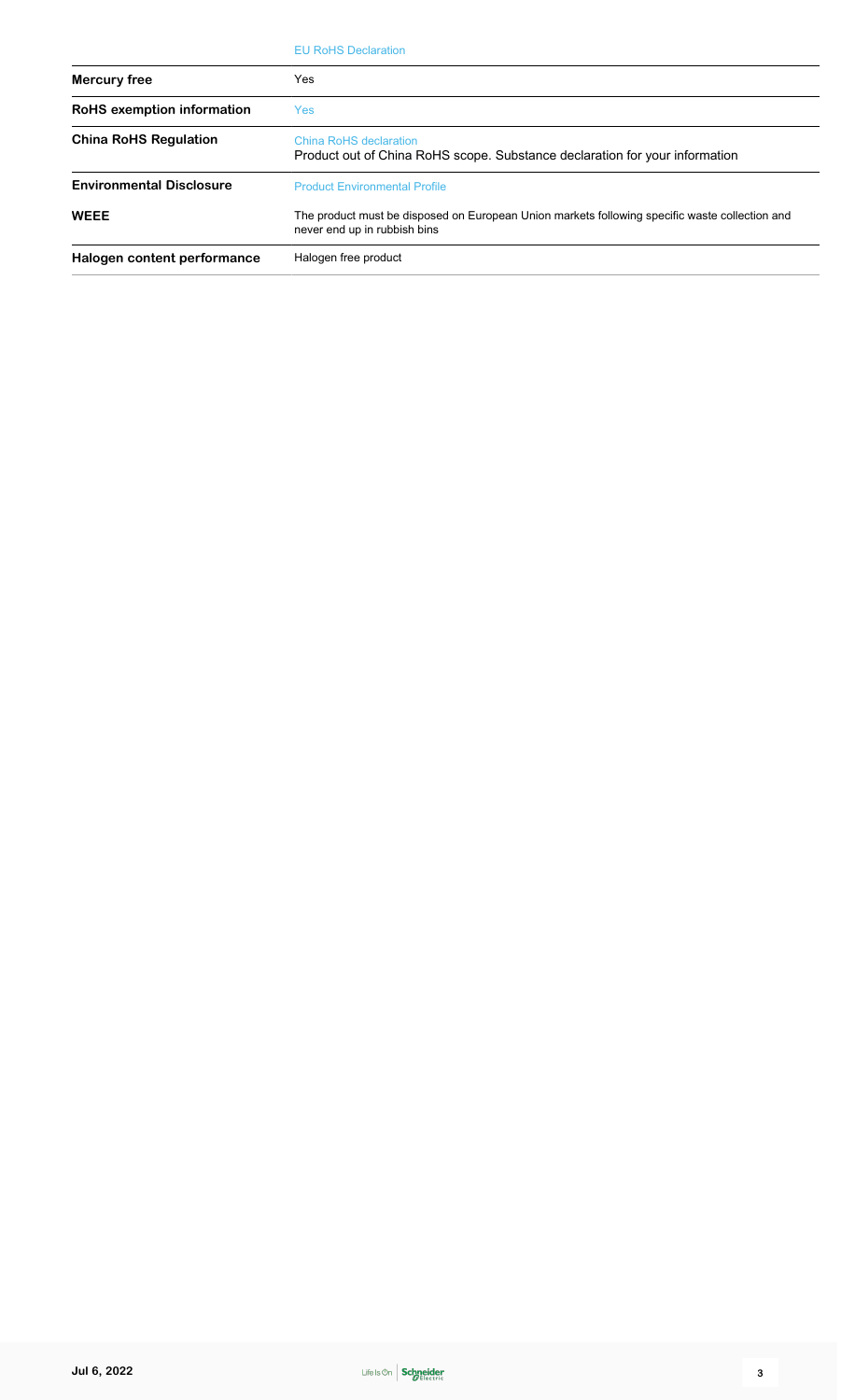| | |
|---|---|
| | EU RoHS Declaration |
| **Mercury free** | Yes |
| **RoHS exemption information** | Yes |
| **China RoHS Regulation** | China RoHS declaration<br>Product out of China RoHS scope. Substance declaration for your information |
| **Environmental Disclosure** | Product Environmental Profile |
| **WEEE** | The product must be disposed on European Union markets following specific waste collection and never end up in rubbish bins |
| **Halogen content performance** | Halogen free product |